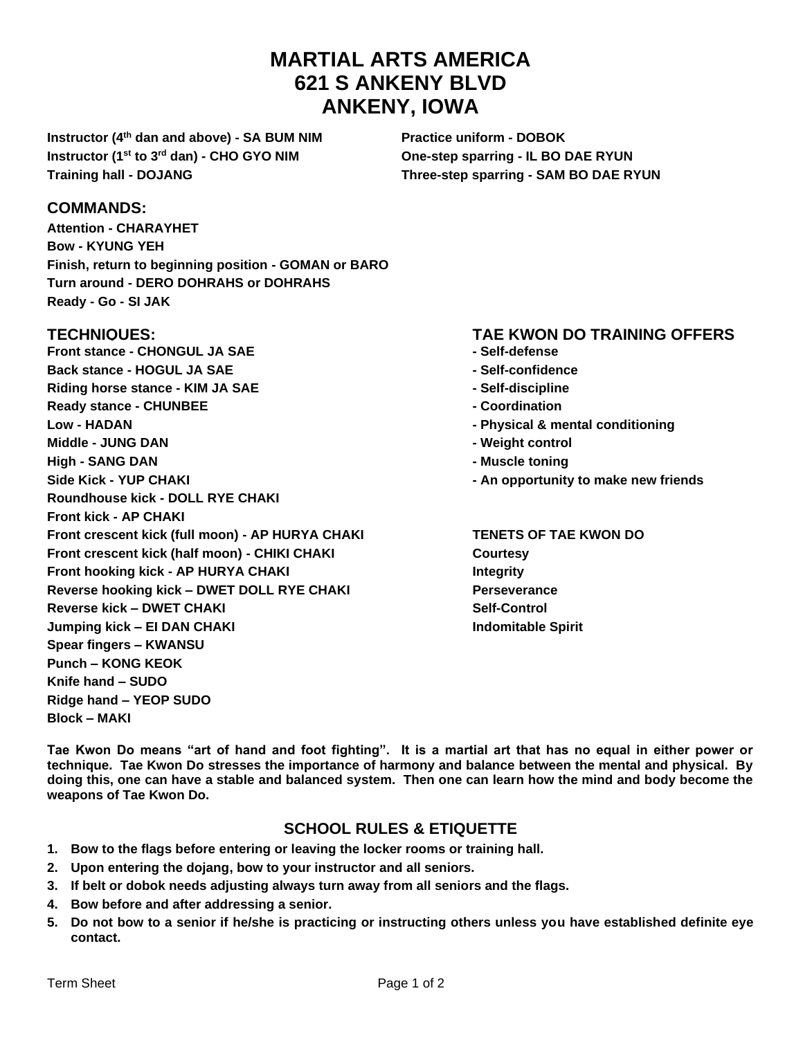# MARTIAL ARTS AMERICA
# 621 S ANKENY BLVD
# ANKENY, IOWA

**Instructor (4th dan and above) - SA BUM NIM**
**Instructor (1st to 3rd dan) - CHO GYO NIM**
**Training hall - DOJANG**

**Practice uniform - DOBOK**
**One-step sparring - IL BO DAE RYUN**
**Three-step sparring - SAM BO DAE RYUN**

## COMMANDS:

**Attention - CHARAYHET**
**Bow - KYUNG YEH**
**Finish, return to beginning position - GOMAN or BARO**
**Turn around - DERO DOHRAHS or DOHRAHS**
**Ready - Go - SI JAK**

## TECHNIQUES:

**Front stance - CHONGUL JA SAE**
**Back stance - HOGUL JA SAE**
**Riding horse stance - KIM JA SAE**
**Ready stance - CHUNBEE**
**Low - HADAN**
**Middle - JUNG DAN**
**High - SANG DAN**
**Side Kick - YUP CHAKI**
**Roundhouse kick - DOLL RYE CHAKI**
**Front kick - AP CHAKI**
**Front crescent kick (full moon) - AP HURYA CHAKI**
**Front crescent kick (half moon) - CHIKI CHAKI**
**Front hooking kick - AP HURYA CHAKI**
**Reverse hooking kick – DWET DOLL RYE CHAKI**
**Reverse kick – DWET CHAKI**
**Jumping kick – EI DAN CHAKI**
**Spear fingers – KWANSU**
**Punch – KONG KEOK**
**Knife hand – SUDO**
**Ridge hand – YEOP SUDO**
**Block – MAKI**

## TAE KWON DO TRAINING OFFERS

- **Self-defense**
- **Self-confidence**
- **Self-discipline**
- **Coordination**
- **Physical & mental conditioning**
- **Weight control**
- **Muscle toning**
- **An opportunity to make new friends**

**TENETS OF TAE KWON DO**

**Courtesy**
**Integrity**
**Perseverance**
**Self-Control**
**Indomitable Spirit**

**Tae Kwon Do means "art of hand and foot fighting". It is a martial art that has no equal in either power or technique. Tae Kwon Do stresses the importance of harmony and balance between the mental and physical. By doing this, one can have a stable and balanced system. Then one can learn how the mind and body become the weapons of Tae Kwon Do.**

## SCHOOL RULES & ETIQUETTE

1. **Bow to the flags before entering or leaving the locker rooms or training hall.**
2. **Upon entering the dojang, bow to your instructor and all seniors.**
3. **If belt or dobok needs adjusting always turn away from all seniors and the flags.**
4. **Bow before and after addressing a senior.**
5. **Do not bow to a senior if he/she is practicing or instructing others unless you have established definite eye contact.**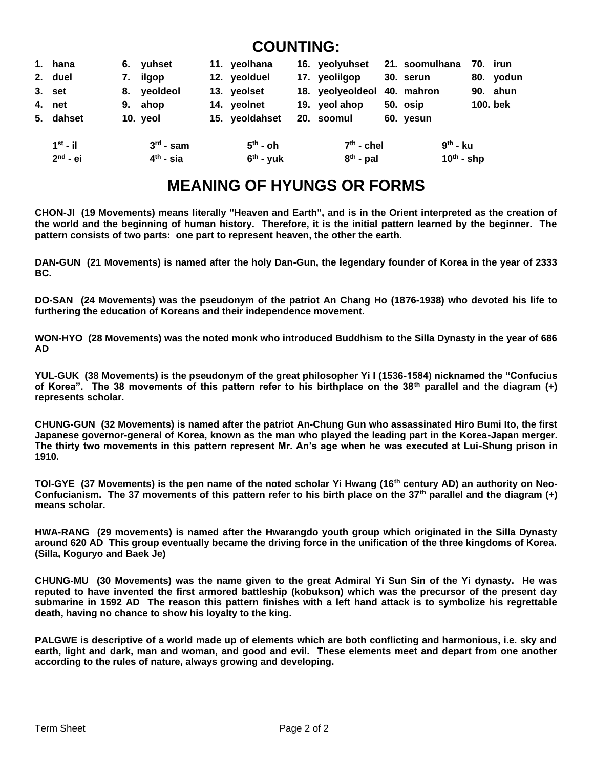# COUNTING:

| | | | | | |
|---|---|---|---|---|---|
| 1. hana | 6. yuhset | 11. yeolhana | 16. yeolyuhset | 21. soomulhana | 70. irun |
| 2. duel | 7. ilgop | 12. yeolduel | 17. yeolilgop | 30. serun | 80. yodun |
| 3. set | 8. yeoldeol | 13. yeolset | 18. yeolyeoldeol | 40. mahron | 90. ahun |
| 4. net | 9. ahop | 14. yeolnet | 19. yeol ahop | 50. osip | 100. bek |
| 5. dahset | 10. yeol | 15. yeoldahset | 20. soomul | 60. yesun | |

| | | | | |
|---|---|---|---|---|
| 1st - il | 3rd - sam | 5th - oh | 7th - chel | 9th - ku |
| 2nd - ei | 4th - sia | 6th - yuk | 8th - pal | 10th - shp |

# MEANING OF HYUNGS OR FORMS

**CHON-JI (19 Movements) means literally "Heaven and Earth", and is in the Orient interpreted as the creation of the world and the beginning of human history. Therefore, it is the initial pattern learned by the beginner. The pattern consists of two parts: one part to represent heaven, the other the earth.**

**DAN-GUN (21 Movements) is named after the holy Dan-Gun, the legendary founder of Korea in the year of 2333 BC.**

**DO-SAN (24 Movements) was the pseudonym of the patriot An Chang Ho (1876-1938) who devoted his life to furthering the education of Koreans and their independence movement.**

**WON-HYO (28 Movements) was the noted monk who introduced Buddhism to the Silla Dynasty in the year of 686 AD**

**YUL-GUK (38 Movements) is the pseudonym of the great philosopher Yi I (1536-1584) nicknamed the "Confucius of Korea". The 38 movements of this pattern refer to his birthplace on the 38th parallel and the diagram (+) represents scholar.**

**CHUNG-GUN (32 Movements) is named after the patriot An-Chung Gun who assassinated Hiro Bumi Ito, the first Japanese governor-general of Korea, known as the man who played the leading part in the Korea-Japan merger. The thirty two movements in this pattern represent Mr. An's age when he was executed at Lui-Shung prison in 1910.**

**TOI-GYE (37 Movements) is the pen name of the noted scholar Yi Hwang (16th century AD) an authority on Neo-Confucianism. The 37 movements of this pattern refer to his birth place on the 37th parallel and the diagram (+) means scholar.**

**HWA-RANG (29 movements) is named after the Hwarangdo youth group which originated in the Silla Dynasty around 620 AD This group eventually became the driving force in the unification of the three kingdoms of Korea. (Silla, Koguryo and Baek Je)**

**CHUNG-MU (30 Movements) was the name given to the great Admiral Yi Sun Sin of the Yi dynasty. He was reputed to have invented the first armored battleship (kobukson) which was the precursor of the present day submarine in 1592 AD The reason this pattern finishes with a left hand attack is to symbolize his regrettable death, having no chance to show his loyalty to the king.**

**PALGWE is descriptive of a world made up of elements which are both conflicting and harmonious, i.e. sky and earth, light and dark, man and woman, and good and evil. These elements meet and depart from one another according to the rules of nature, always growing and developing.**

Term Sheet